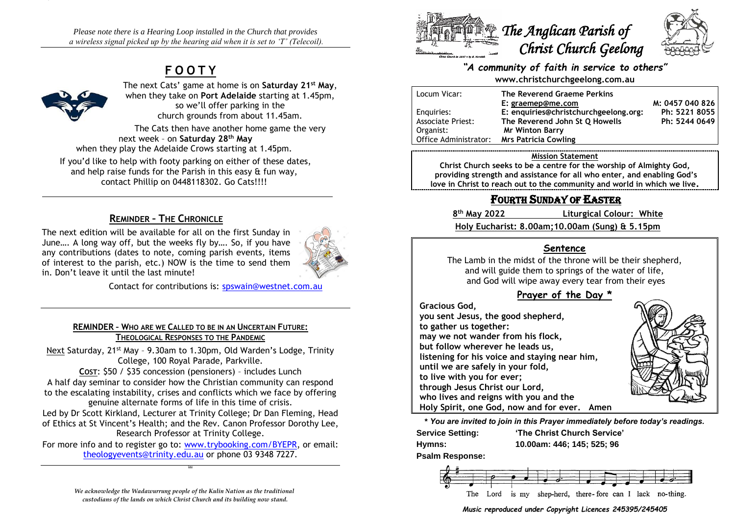*Please note there is a Hearing Loop installed in the Church that provides a wireless signal picked up by the hearing aid when it is set to 'T' (Telecoil).*

## F O O T Y

The next Cats' game at home is on **Saturday 21st May**, when they take on **Port Adelaide** starting at 1.45pm, so we'll offer parking in the church grounds from about 11.45am.

The Cats then have another home game the very next week – on **Saturday 28th May** when they play the Adelaide Crows starting at 1.45pm.

If you'd like to help with footy parking on either of these dates, and help raise funds for the Parish in this easy & fun way, contact Phillip on 0448118302. Go Cats!!!!

## REMINDER – THE CHRONICLE

The next edition will be available for all on the first Sunday in June…. A long way off, but the weeks fly by…. So, if you have any contributions (dates to note, coming parish events, items of interest to the parish, etc.) NOW is the time to send them in. Don't leave it until the last minute!

Contact for contributions is: spswain@westnet.com.au

### REMINDER – WHO ARE WE CALLED TO BE IN AN UNCERTAIN FUTURE: THEOLOGICAL RESPONSES TO THE PANDEMIC

Next Saturday, 21st May – 9.30am to 1.30pm, Old Warden's Lodge, Trinity College, 100 Royal Parade, Parkville.

COST: $50 / $35 concession (pensioners) – includes Lunch

A half day seminar to consider how the Christian community can respond to the escalating instability, crises and conflicts which we face by offering genuine alternate forms of life in this time of crisis.

Led by Dr Scott Kirkland, Lecturer at Trinity College; Dr Dan Fleming, Head of Ethics at St Vincent's Health; and the Rev. Canon Professor Dorothy Lee, Research Professor at Trinity College.

For more info and to register go to: www.trybooking.com/BYEPR, or email: theologyevents@trinity.edu.au or phone 03 9348 7227.

*We acknowledge the Wadawurrung people of the Kulin Nation as the traditional custodians of the lands on which Christ Church and its building now stand.*

# The Anglican Parish of Christ Church Geelong

***"A community of faith in service to others"***

**www.christchurchgeelong.com.au**

| | | |
|---|---|---|
| Locum Vicar: | **The Reverend Graeme Perkins** | |
| | **E: graemep@me.com** | **M: 0457 040 826** |
| Enquiries: | **E: enquiries@christchurchgeelong.org:** | **Ph: 5221 8055** |
| Associate Priest: | **The Reverend John St Q Howells** | **Ph: 5244 0649** |
| Organist: | **Mr Winton Barry** | |
| Office Administrator: | **Mrs Patricia Cowling** | |

**Mission Statement**

**Christ Church seeks to be a centre for the worship of Almighty God, providing strength and assistance for all who enter, and enabling God's love in Christ to reach out to the community and world in which we live.**

## FOURTH SUNDAY OF EASTER

**8th May 2022** **Liturgical Colour: White**

**Holy Eucharist: 8.00am;10.00am (Sung) & 5.15pm**

### Sentence

The Lamb in the midst of the throne will be their shepherd, and will guide them to springs of the water of life, and God will wipe away every tear from their eyes

### Prayer of the Day *

**Gracious God,**
**you sent Jesus, the good shepherd,**
**to gather us together:**
**may we not wander from his flock,**
**but follow wherever he leads us,**
**listening for his voice and staying near him,**
**until we are safely in your fold,**
**to live with you for ever;**
**through Jesus Christ our Lord,**
**who lives and reigns with you and the**
**Holy Spirit, one God, now and for ever. Amen**

***\* You are invited to join in this Prayer immediately before today's readings.***

**Service Setting:** **'The Christ Church Service'**

**Hymns:** **10.00am: 446; 145; 525; 96**

**Psalm Response:**

The Lord is my shep-herd, there-fore can I lack no-thing.

***Music reproduced under Copyright Licences 245395/245405***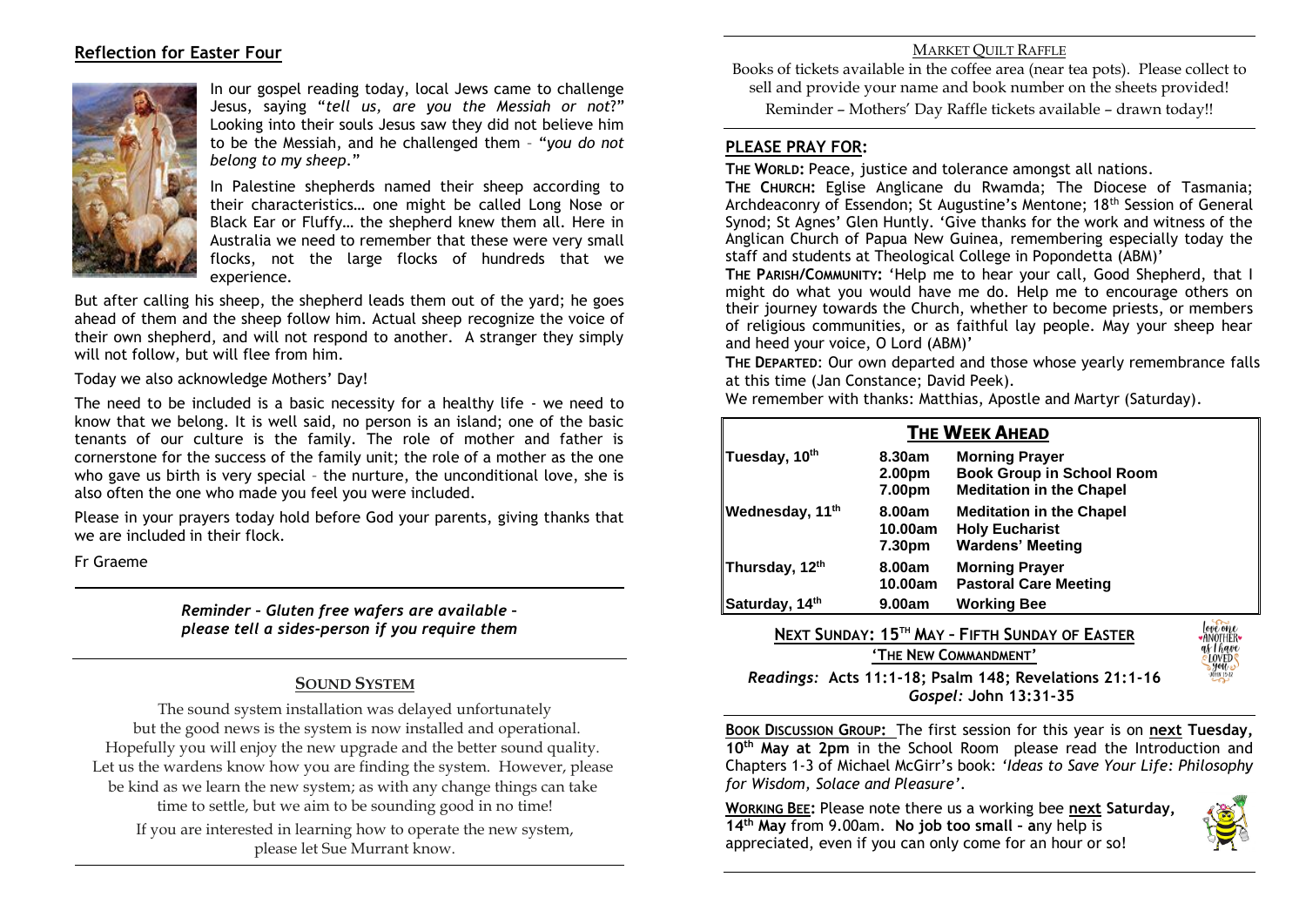## Reflection for Easter Four

In our gospel reading today, local Jews came to challenge Jesus, saying "*tell us, are you the Messiah or not*?" Looking into their souls Jesus saw they did not believe him to be the Messiah, and he challenged them – "*you do not belong to my sheep*."

In Palestine shepherds named their sheep according to their characteristics… one might be called Long Nose or Black Ear or Fluffy… the shepherd knew them all. Here in Australia we need to remember that these were very small flocks, not the large flocks of hundreds that we experience.

But after calling his sheep, the shepherd leads them out of the yard; he goes ahead of them and the sheep follow him. Actual sheep recognize the voice of their own shepherd, and will not respond to another. A stranger they simply will not follow, but will flee from him.

Today we also acknowledge Mothers' Day!

The need to be included is a basic necessity for a healthy life - we need to know that we belong. It is well said, no person is an island; one of the basic tenants of our culture is the family. The role of mother and father is cornerstone for the success of the family unit; the role of a mother as the one who gave us birth is very special – the nurture, the unconditional love, she is also often the one who made you feel you were included.

Please in your prayers today hold before God your parents, giving thanks that we are included in their flock.

Fr Graeme

***Reminder – Gluten free wafers are available – please tell a sides-person if you require them***

### SOUND SYSTEM

The sound system installation was delayed unfortunately but the good news is the system is now installed and operational. Hopefully you will enjoy the new upgrade and the better sound quality. Let us the wardens know how you are finding the system. However, please be kind as we learn the new system; as with any change things can take time to settle, but we aim to be sounding good in no time!

If you are interested in learning how to operate the new system, please let Sue Murrant know.

### MARKET QUILT RAFFLE

Books of tickets available in the coffee area (near tea pots). Please collect to sell and provide your name and book number on the sheets provided!

Reminder – Mothers' Day Raffle tickets available – drawn today!!

## PLEASE PRAY FOR:

**THE WORLD:** Peace, justice and tolerance amongst all nations.

**THE CHURCH:** Eglise Anglicane du Rwamda; The Diocese of Tasmania; Archdeaconry of Essendon; St Augustine's Mentone; 18th Session of General Synod; St Agnes' Glen Huntly. 'Give thanks for the work and witness of the Anglican Church of Papua New Guinea, remembering especially today the staff and students at Theological College in Popondetta (ABM)'

**THE PARISH/COMMUNITY:** 'Help me to hear your call, Good Shepherd, that I might do what you would have me do. Help me to encourage others on their journey towards the Church, whether to become priests, or members of religious communities, or as faithful lay people. May your sheep hear and heed your voice, O Lord (ABM)'

**THE DEPARTED**: Our own departed and those whose yearly remembrance falls at this time (Jan Constance; David Peek).

We remember with thanks: Matthias, Apostle and Martyr (Saturday).

## THE WEEK AHEAD

| | | |
|---|---|---|
| **Tuesday, 10th** | **8.30am**<br>**2.00pm**<br>**7.00pm** | **Morning Prayer**<br>**Book Group in School Room**<br>**Meditation in the Chapel** |
| **Wednesday, 11th** | **8.00am**<br>**10.00am**<br>**7.30pm** | **Meditation in the Chapel**<br>**Holy Eucharist**<br>**Wardens' Meeting** |
| **Thursday, 12th** | **8.00am**<br>**10.00am** | **Morning Prayer**<br>**Pastoral Care Meeting** |
| **Saturday, 14th** | **9.00am** | **Working Bee** |

**NEXT SUNDAY: 15TH MAY – FIFTH SUNDAY OF EASTER**

**'THE NEW COMMANDMENT'**

*Readings:* **Acts 11:1-18; Psalm 148; Revelations 21:1-16**
*Gospel:* **John 13:31-35**

**BOOK DISCUSSION GROUP:** The first session for this year is on **next Tuesday, 10th May at 2pm** in the School Room please read the Introduction and Chapters 1-3 of Michael McGirr's book: *'Ideas to Save Your Life: Philosophy for Wisdom, Solace and Pleasure'*.

**WORKING BEE:** Please note there us a working bee **next Saturday, 14th May** from 9.00am. **No job too small – a**ny help is appreciated, even if you can only come for an hour or so!